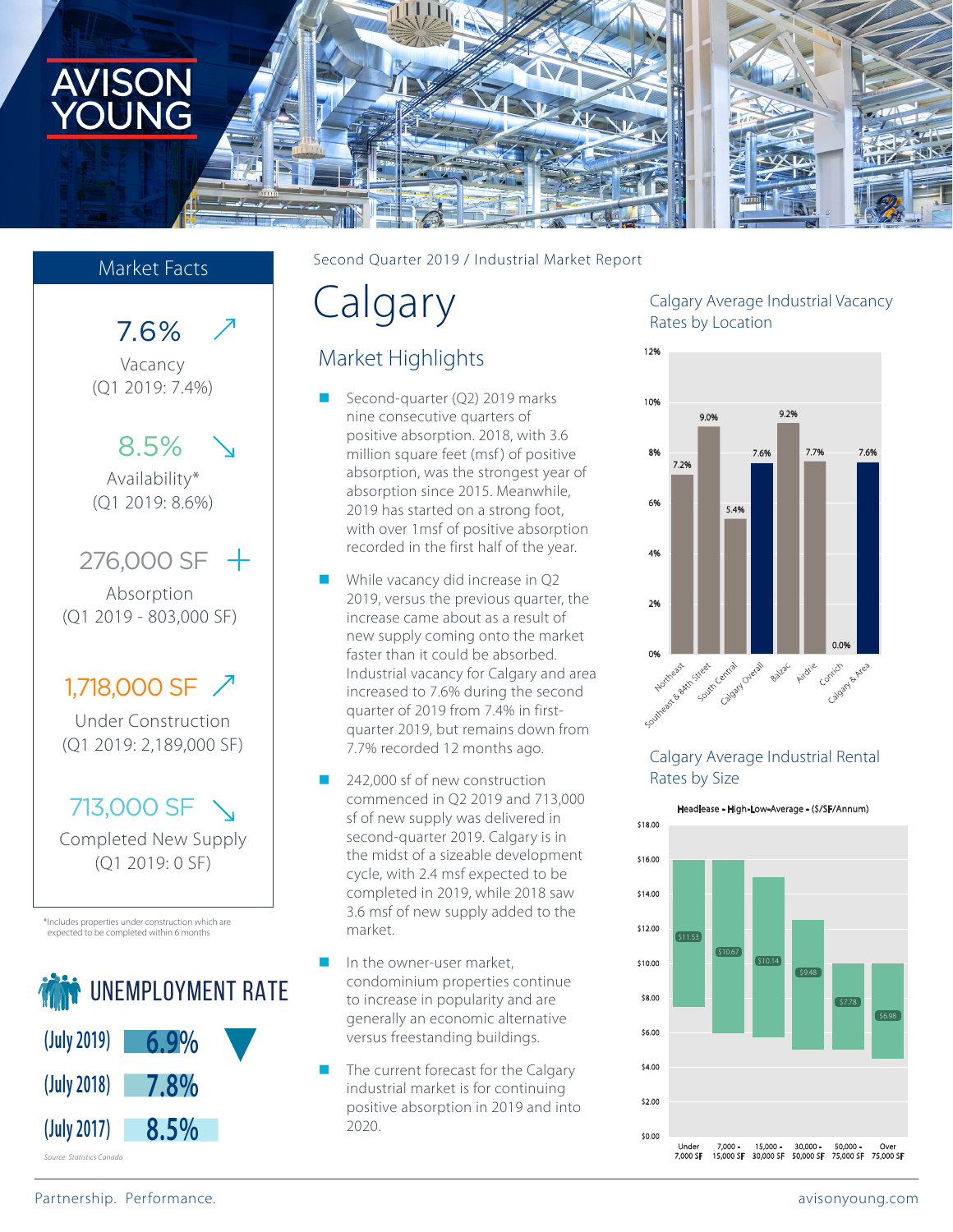AVISON YOUNG

Second Quarter 2019 / Industrial Market Report

# Calgary

## Market Facts

**7.6%** ↗
Vacancy
(Q1 2019: 7.4%)

**8.5%** ↘
Availability*
(Q1 2019: 8.6%)

**276,000 SF** +
Absorption
(Q1 2019 - 803,000 SF)

**1,718,000 SF** ↗
Under Construction
(Q1 2019: 2,189,000 SF)

**713,000 SF** ↘
Completed New Supply
(Q1 2019: 0 SF)

*Includes properties under construction which are expected to be completed within 6 months

### UNEMPLOYMENT RATE

| Period | Rate |
|---|---|
| (July 2019) | 6.9% |
| (July 2018) | 7.8% |
| (July 2017) | 8.5% |

Source: Statistics Canada

## Market Highlights

- Second-quarter (Q2) 2019 marks nine consecutive quarters of positive absorption. 2018, with 3.6 million square feet (msf) of positive absorption, was the strongest year of absorption since 2015. Meanwhile, 2019 has started on a strong foot, with over 1msf of positive absorption recorded in the first half of the year.
- While vacancy did increase in Q2 2019, versus the previous quarter, the increase came about as a result of new supply coming onto the market faster than it could be absorbed. Industrial vacancy for Calgary and area increased to 7.6% during the second quarter of 2019 from 7.4% in first-quarter 2019, but remains down from 7.7% recorded 12 months ago.
- 242,000 sf of new construction commenced in Q2 2019 and 713,000 sf of new supply was delivered in second-quarter 2019. Calgary is in the midst of a sizeable development cycle, with 2.4 msf expected to be completed in 2019, while 2018 saw 3.6 msf of new supply added to the market.
- In the owner-user market, condominium properties continue to increase in popularity and are generally an economic alternative versus freestanding buildings.
- The current forecast for the Calgary industrial market is for continuing positive absorption in 2019 and into 2020.

### Calgary Average Industrial Vacancy Rates by Location

| Location | Vacancy Rate |
|---|---|
| Northeast | 7.2% |
| Southeast & 84th Street | 9.0% |
| South Central | 5.4% |
| Calgary Overall | 7.6% |
| Balzac | 9.2% |
| Airdrie | 7.7% |
| Conrich | 0.0% |
| Calgary & Area | 7.6% |

### Calgary Average Industrial Rental Rates by Size

Headlease - High-Low-Average - ($/SF/Annum)

| Size | Average |
|---|---|
| Under 7,000 SF | $11.53 |
| 7,000 - 15,000 SF | $10.67 |
| 15,000 - 30,000 SF | $10.14 |
| 30,000 - 50,000 SF | $9.48 |
| 50,000 - 75,000 SF | $7.78 |
| Over 75,000 SF | $6.98 |

Partnership. Performance.

avisonyoung.com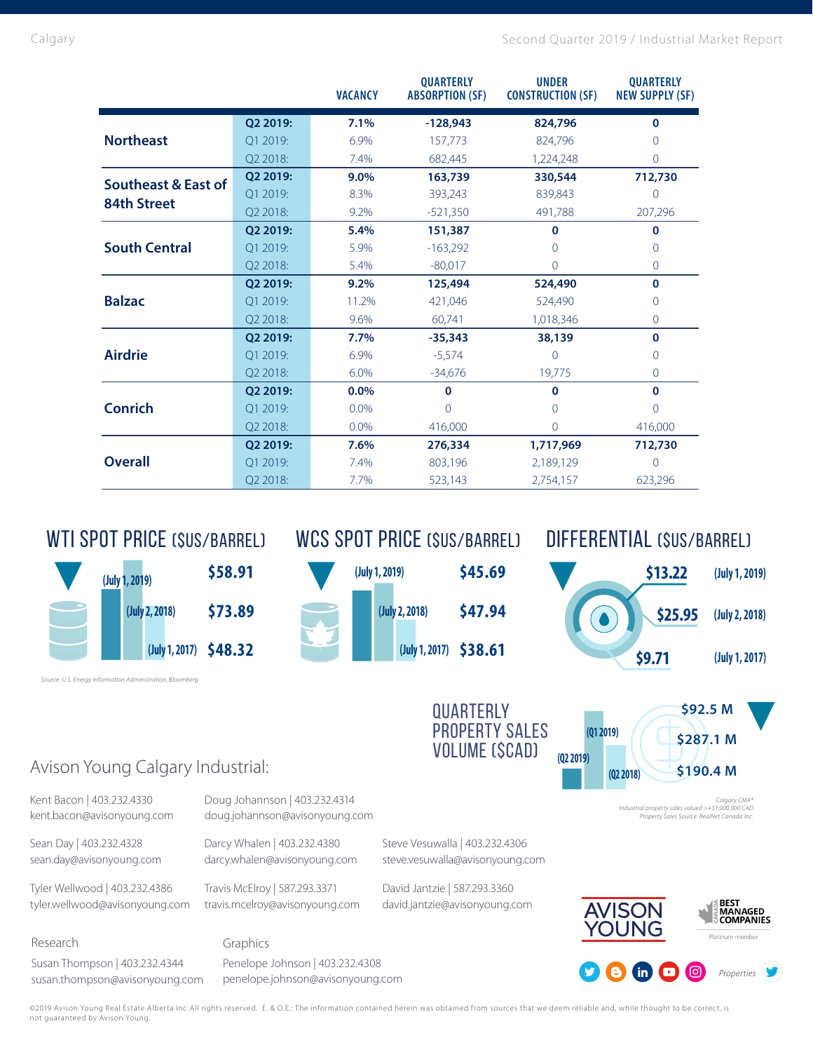| | | VACANCY | QUARTERLY ABSORPTION (SF) | UNDER CONSTRUCTION (SF) | QUARTERLY NEW SUPPLY (SF) |
|---|---|---|---|---|---|
| **Northeast** | **Q2 2019:** | **7.1%** | **-128,943** | **824,796** | **0** |
| | Q1 2019: | 6.9% | 157,773 | 824,796 | 0 |
| | Q2 2018: | 7.4% | 682,445 | 1,224,248 | 0 |
| **Southeast & East of 84th Street** | **Q2 2019:** | **9.0%** | **163,739** | **330,544** | **712,730** |
| | Q1 2019: | 8.3% | 393,243 | 839,843 | 0 |
| | Q2 2018: | 9.2% | -521,350 | 491,788 | 207,296 |
| **South Central** | **Q2 2019:** | **5.4%** | **151,387** | **0** | **0** |
| | Q1 2019: | 5.9% | -163,292 | 0 | 0 |
| | Q2 2018: | 5.4% | -80,017 | 0 | 0 |
| **Balzac** | **Q2 2019:** | **9.2%** | **125,494** | **524,490** | **0** |
| | Q1 2019: | 11.2% | 421,046 | 524,490 | 0 |
| | Q2 2018: | 9.6% | 60,741 | 1,018,346 | 0 |
| **Airdrie** | **Q2 2019:** | **7.7%** | **-35,343** | **38,139** | **0** |
| | Q1 2019: | 6.9% | -5,574 | 0 | 0 |
| | Q2 2018: | 6.0% | -34,676 | 19,775 | 0 |
| **Conrich** | **Q2 2019:** | **0.0%** | **0** | **0** | **0** |
| | Q1 2019: | 0.0% | 0 | 0 | 0 |
| | Q2 2018: | 0.0% | 416,000 | 0 | 416,000 |
| **Overall** | **Q2 2019:** | **7.6%** | **276,334** | **1,717,969** | **712,730** |
| | Q1 2019: | 7.4% | 803,196 | 2,189,129 | 0 |
| | Q2 2018: | 7.7% | 523,143 | 2,754,157 | 623,296 |

## WTI SPOT PRICE ($US/BARREL)

(July 1, 2019) $58.91
(July 2, 2018) $73.89
(July 1, 2017) $48.32

## WCS SPOT PRICE ($US/BARREL)

(July 1, 2019) $45.69
(July 2, 2018) $47.94
(July 1, 2017) $38.61

## DIFFERENTIAL ($US/BARREL)

$13.22 (July 1, 2019)
$25.95 (July 2, 2018)
$9.71 (July 1, 2017)

Source: U.S. Energy Information Administration, Bloomberg

## QUARTERLY PROPERTY SALES VOLUME ($CAD)

(Q2 2019) $92.5 M
(Q1 2019) $287.1 M
(Q2 2018) $190.4 M

Calgary CMA*
Industrial property sales valued >+$1,000,000 CAD
Property Sales Source: RealNet Canada Inc.

## Avison Young Calgary Industrial:

Kent Bacon | 403.232.4330
kent.bacon@avisonyoung.com

Doug Johannson | 403.232.4314
doug.johannson@avisonyoung.com

Sean Day | 403.232.4328
sean.day@avisonyoung.com

Darcy Whalen | 403.232.4380
darcy.whalen@avisonyoung.com

Steve Vesuwalla | 403.232.4306
steve.vesuwalla@avisonyoung.com

Tyler Wellwood | 403.232.4386
tyler.wellwood@avisonyoung.com

Travis McElroy | 587.293.3371
travis.mcelroy@avisonyoung.com

David Jantzie | 587.293.3360
david.jantzie@avisonyoung.com

Research

Susan Thompson | 403.232.4344
susan.thompson@avisonyoung.com

Graphics

Penelope Johnson | 403.232.4308
penelope.johnson@avisonyoung.com

AVISON YOUNG

BEST MANAGED COMPANIES
Platinum member

Properties

©2019 Avison Young Real Estate Alberta Inc. All rights reserved. E. & O.E.: The information contained herein was obtained from sources that we deem reliable and, while thought to be correct, is not guaranteed by Avison Young.